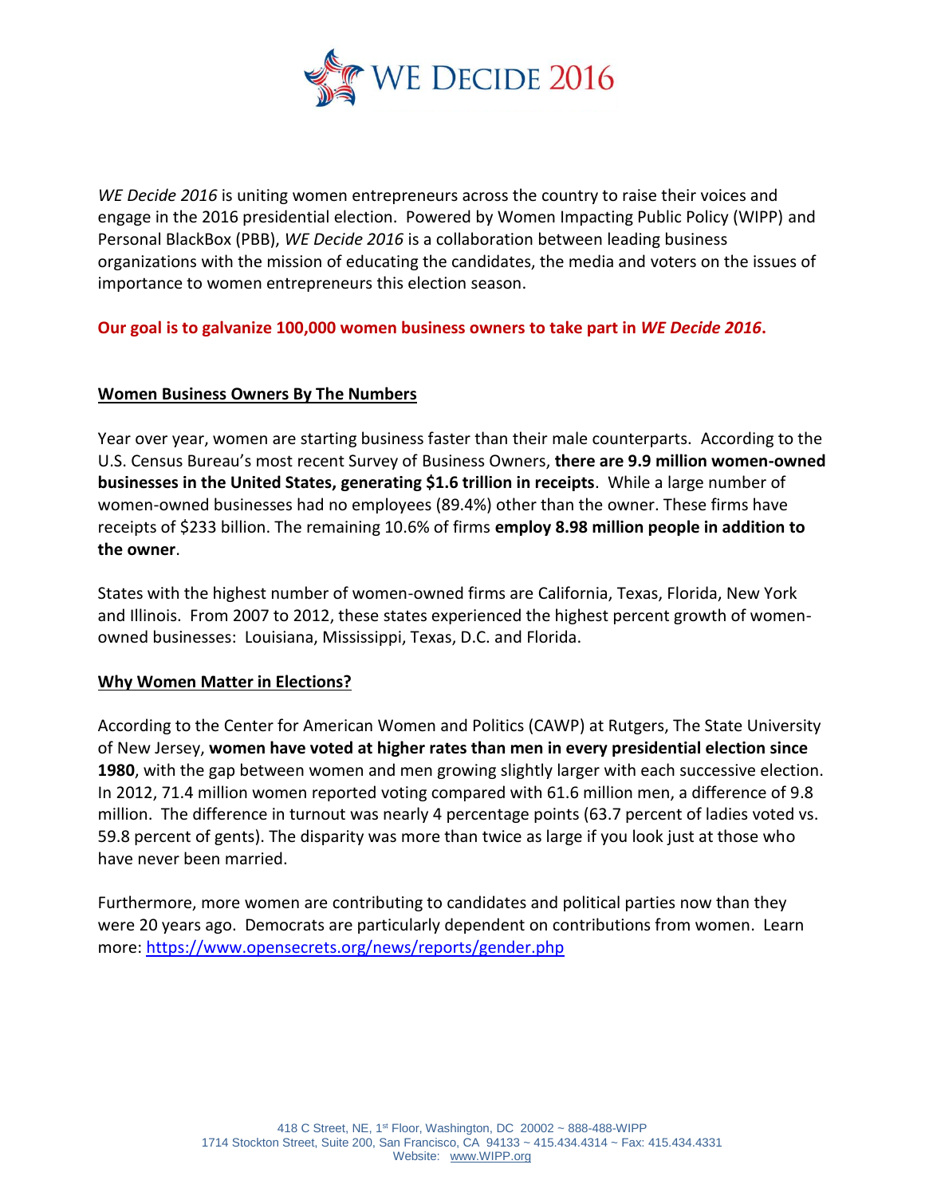# WE DECIDE 2016

*WE Decide 2016* is uniting women entrepreneurs across the country to raise their voices and engage in the 2016 presidential election. Powered by Women Impacting Public Policy (WIPP) and Personal BlackBox (PBB), *WE Decide 2016* is a collaboration between leading business organizations with the mission of educating the candidates, the media and voters on the issues of importance to women entrepreneurs this election season.

**Our goal is to galvanize 100,000 women business owners to take part in *WE Decide 2016*.**

## Women Business Owners By The Numbers

Year over year, women are starting business faster than their male counterparts. According to the U.S. Census Bureau's most recent Survey of Business Owners, **there are 9.9 million women-owned businesses in the United States, generating $1.6 trillion in receipts**. While a large number of women-owned businesses had no employees (89.4%) other than the owner. These firms have receipts of $233 billion. The remaining 10.6% of firms **employ 8.98 million people in addition to the owner**.

States with the highest number of women-owned firms are California, Texas, Florida, New York and Illinois. From 2007 to 2012, these states experienced the highest percent growth of women-owned businesses: Louisiana, Mississippi, Texas, D.C. and Florida.

## Why Women Matter in Elections?

According to the Center for American Women and Politics (CAWP) at Rutgers, The State University of New Jersey, **women have voted at higher rates than men in every presidential election since 1980**, with the gap between women and men growing slightly larger with each successive election. In 2012, 71.4 million women reported voting compared with 61.6 million men, a difference of 9.8 million. The difference in turnout was nearly 4 percentage points (63.7 percent of ladies voted vs. 59.8 percent of gents). The disparity was more than twice as large if you look just at those who have never been married.

Furthermore, more women are contributing to candidates and political parties now than they were 20 years ago. Democrats are particularly dependent on contributions from women. Learn more: https://www.opensecrets.org/news/reports/gender.php

418 C Street, NE, 1st Floor, Washington, DC 20002 ~ 888-488-WIPP
1714 Stockton Street, Suite 200, San Francisco, CA 94133 ~ 415.434.4314 ~ Fax: 415.434.4331
Website: www.WIPP.org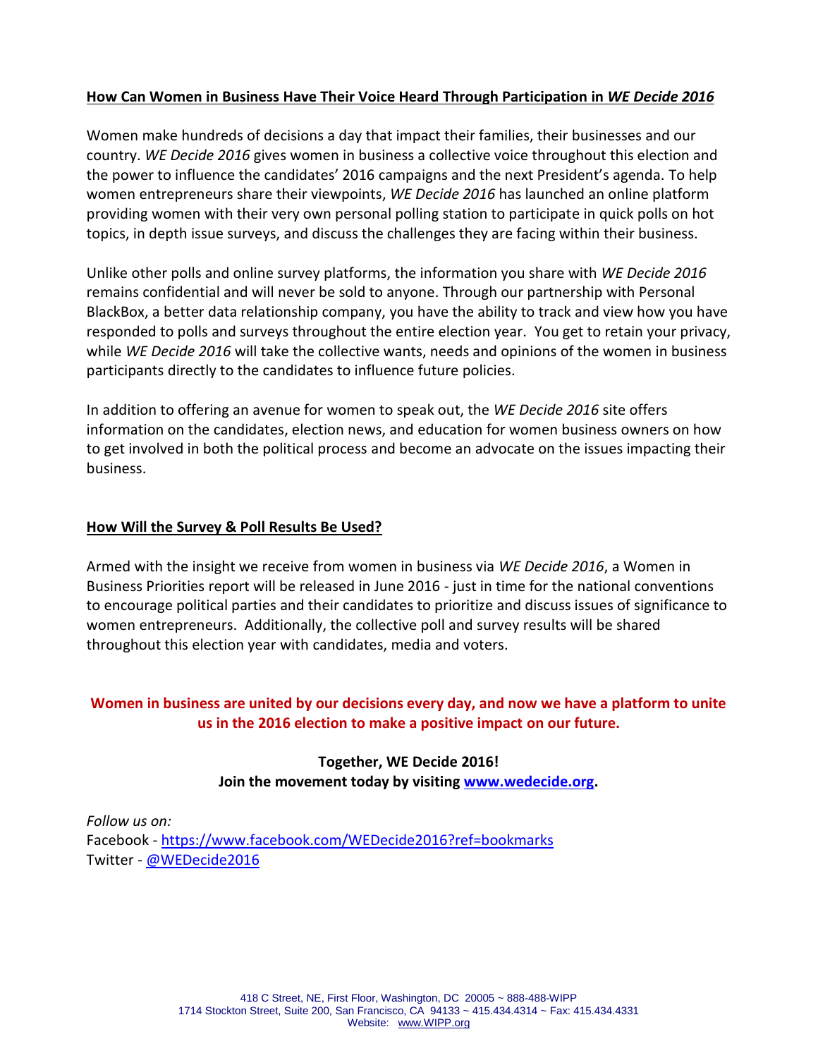## **How Can Women in Business Have Their Voice Heard Through Participation in *WE Decide 2016***

Women make hundreds of decisions a day that impact their families, their businesses and our country. *WE Decide 2016* gives women in business a collective voice throughout this election and the power to influence the candidates' 2016 campaigns and the next President's agenda. To help women entrepreneurs share their viewpoints, *WE Decide 2016* has launched an online platform providing women with their very own personal polling station to participate in quick polls on hot topics, in depth issue surveys, and discuss the challenges they are facing within their business.

Unlike other polls and online survey platforms, the information you share with *WE Decide 2016* remains confidential and will never be sold to anyone. Through our partnership with Personal BlackBox, a better data relationship company, you have the ability to track and view how you have responded to polls and surveys throughout the entire election year. You get to retain your privacy, while *WE Decide 2016* will take the collective wants, needs and opinions of the women in business participants directly to the candidates to influence future policies.

In addition to offering an avenue for women to speak out, the *WE Decide 2016* site offers information on the candidates, election news, and education for women business owners on how to get involved in both the political process and become an advocate on the issues impacting their business.

## **How Will the Survey & Poll Results Be Used?**

Armed with the insight we receive from women in business via *WE Decide 2016*, a Women in Business Priorities report will be released in June 2016 - just in time for the national conventions to encourage political parties and their candidates to prioritize and discuss issues of significance to women entrepreneurs. Additionally, the collective poll and survey results will be shared throughout this election year with candidates, media and voters.

**Women in business are united by our decisions every day, and now we have a platform to unite us in the 2016 election to make a positive impact on our future.**

**Together, WE Decide 2016!**
**Join the movement today by visiting [www.wedecide.org](www.wedecide.org).**

*Follow us on:*
Facebook - [https://www.facebook.com/WEDecide2016?ref=bookmarks](https://www.facebook.com/WEDecide2016?ref=bookmarks)
Twitter - [@WEDecide2016](@WEDecide2016)

418 C Street, NE, First Floor, Washington, DC 20005 ~ 888-488-WIPP
1714 Stockton Street, Suite 200, San Francisco, CA 94133 ~ 415.434.4314 ~ Fax: 415.434.4331
Website: [www.WIPP.org](www.WIPP.org)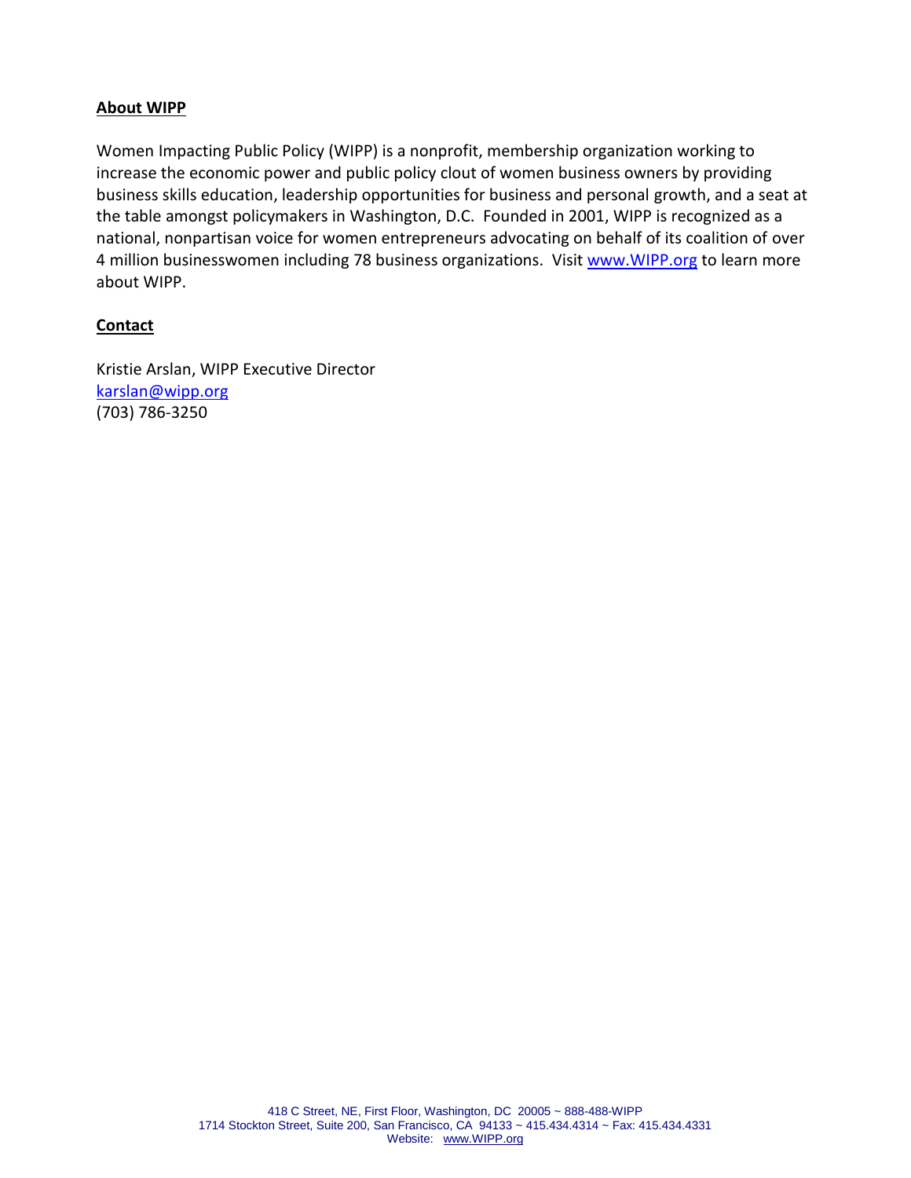**About WIPP**

Women Impacting Public Policy (WIPP) is a nonprofit, membership organization working to increase the economic power and public policy clout of women business owners by providing business skills education, leadership opportunities for business and personal growth, and a seat at the table amongst policymakers in Washington, D.C. Founded in 2001, WIPP is recognized as a national, nonpartisan voice for women entrepreneurs advocating on behalf of its coalition of over 4 million businesswomen including 78 business organizations. Visit www.WIPP.org to learn more about WIPP.

**Contact**

Kristie Arslan, WIPP Executive Director
karslan@wipp.org
(703) 786-3250

418 C Street, NE, First Floor, Washington, DC 20005 ~ 888-488-WIPP
1714 Stockton Street, Suite 200, San Francisco, CA 94133 ~ 415.434.4314 ~ Fax: 415.434.4331
Website: www.WIPP.org